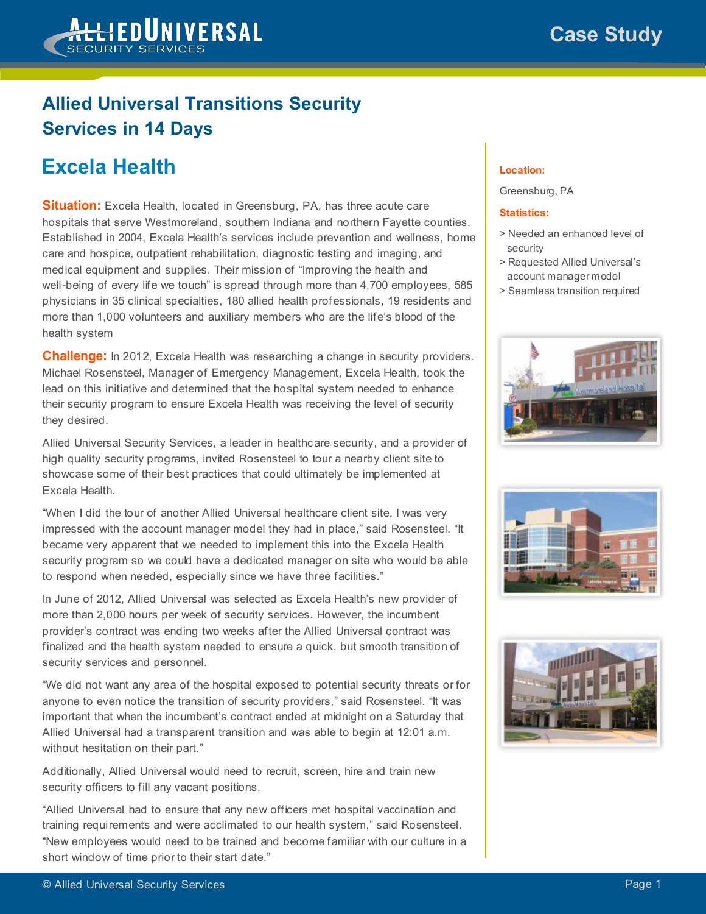# Allied Universal Transitions Security Services in 14 Days

## Excela Health

**Location:**

Greensburg, PA

**Statistics:**

- Needed an enhanced level of security
- Requested Allied Universal's account manager model
- Seamless transition required

**Situation:** Excela Health, located in Greensburg, PA, has three acute care hospitals that serve Westmoreland, southern Indiana and northern Fayette counties. Established in 2004, Excela Health's services include prevention and wellness, home care and hospice, outpatient rehabilitation, diagnostic testing and imaging, and medical equipment and supplies. Their mission of "Improving the health and well-being of every life we touch" is spread through more than 4,700 employees, 585 physicians in 35 clinical specialties, 180 allied health professionals, 19 residents and more than 1,000 volunteers and auxiliary members who are the life's blood of the health system

**Challenge:** In 2012, Excela Health was researching a change in security providers. Michael Rosensteel, Manager of Emergency Management, Excela Health, took the lead on this initiative and determined that the hospital system needed to enhance their security program to ensure Excela Health was receiving the level of security they desired.

Allied Universal Security Services, a leader in healthcare security, and a provider of high quality security programs, invited Rosensteel to tour a nearby client site to showcase some of their best practices that could ultimately be implemented at Excela Health.

"When I did the tour of another Allied Universal healthcare client site, I was very impressed with the account manager model they had in place," said Rosensteel. "It became very apparent that we needed to implement this into the Excela Health security program so we could have a dedicated manager on site who would be able to respond when needed, especially since we have three facilities."

In June of 2012, Allied Universal was selected as Excela Health's new provider of more than 2,000 hours per week of security services. However, the incumbent provider's contract was ending two weeks after the Allied Universal contract was finalized and the health system needed to ensure a quick, but smooth transition of security services and personnel.

"We did not want any area of the hospital exposed to potential security threats or for anyone to even notice the transition of security providers," said Rosensteel. "It was important that when the incumbent's contract ended at midnight on a Saturday that Allied Universal had a transparent transition and was able to begin at 12:01 a.m. without hesitation on their part."

Additionally, Allied Universal would need to recruit, screen, hire and train new security officers to fill any vacant positions.

"Allied Universal had to ensure that any new officers met hospital vaccination and training requirements and were acclimated to our health system," said Rosensteel. "New employees would need to be trained and become familiar with our culture in a short window of time prior to their start date."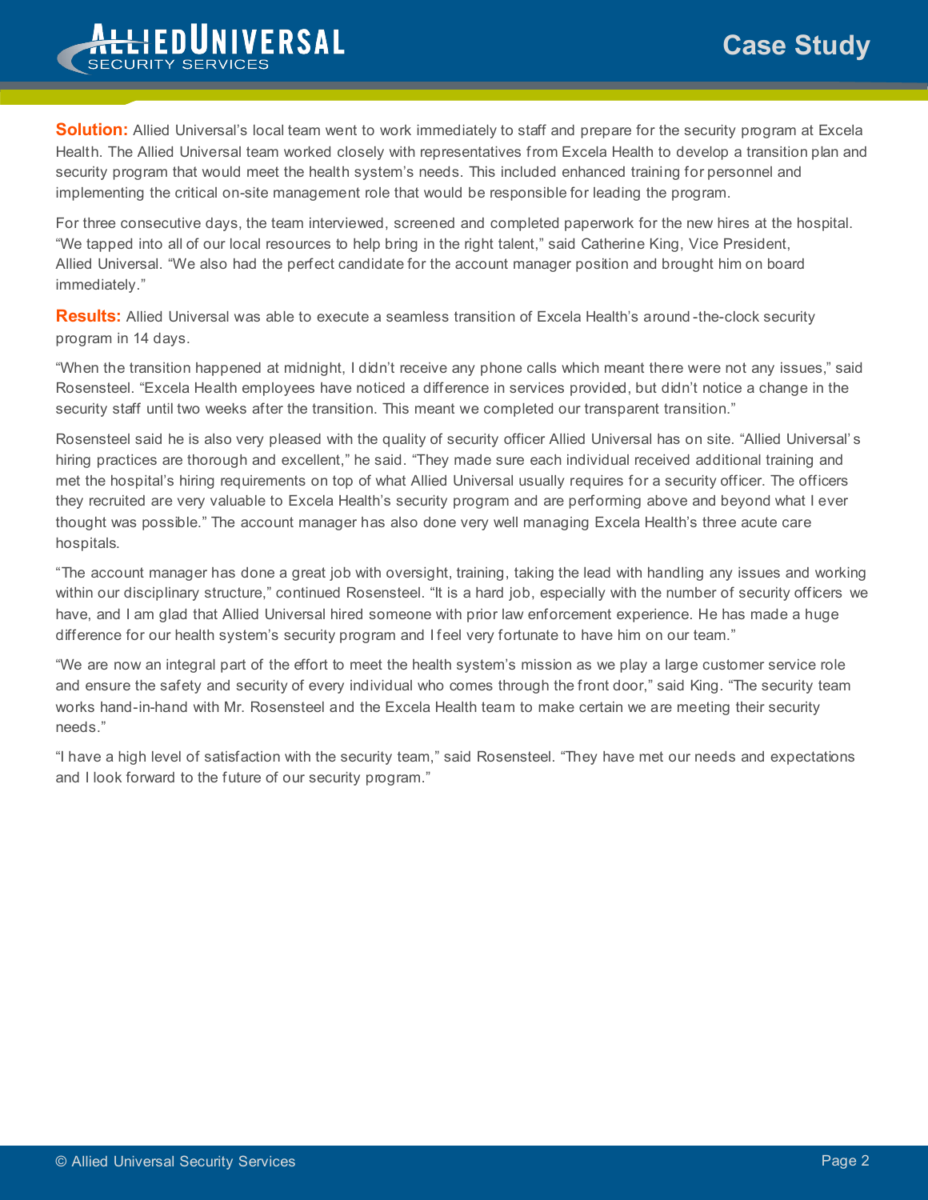**Solution:** Allied Universal's local team went to work immediately to staff and prepare for the security program at Excela Health. The Allied Universal team worked closely with representatives from Excela Health to develop a transition plan and security program that would meet the health system's needs. This included enhanced training for personnel and implementing the critical on-site management role that would be responsible for leading the program.

For three consecutive days, the team interviewed, screened and completed paperwork for the new hires at the hospital. "We tapped into all of our local resources to help bring in the right talent," said Catherine King, Vice President, Allied Universal. "We also had the perfect candidate for the account manager position and brought him on board immediately."

**Results:** Allied Universal was able to execute a seamless transition of Excela Health's around-the-clock security program in 14 days.

"When the transition happened at midnight, I didn't receive any phone calls which meant there were not any issues," said Rosensteel. "Excela Health employees have noticed a difference in services provided, but didn't notice a change in the security staff until two weeks after the transition. This meant we completed our transparent transition."

Rosensteel said he is also very pleased with the quality of security officer Allied Universal has on site. "Allied Universal's hiring practices are thorough and excellent," he said. "They made sure each individual received additional training and met the hospital's hiring requirements on top of what Allied Universal usually requires for a security officer. The officers they recruited are very valuable to Excela Health's security program and are performing above and beyond what I ever thought was possible." The account manager has also done very well managing Excela Health's three acute care hospitals.

"The account manager has done a great job with oversight, training, taking the lead with handling any issues and working within our disciplinary structure," continued Rosensteel. "It is a hard job, especially with the number of security officers we have, and I am glad that Allied Universal hired someone with prior law enforcement experience. He has made a huge difference for our health system's security program and I feel very fortunate to have him on our team."

"We are now an integral part of the effort to meet the health system's mission as we play a large customer service role and ensure the safety and security of every individual who comes through the front door," said King. "The security team works hand-in-hand with Mr. Rosensteel and the Excela Health team to make certain we are meeting their security needs."

"I have a high level of satisfaction with the security team," said Rosensteel. "They have met our needs and expectations and I look forward to the future of our security program."